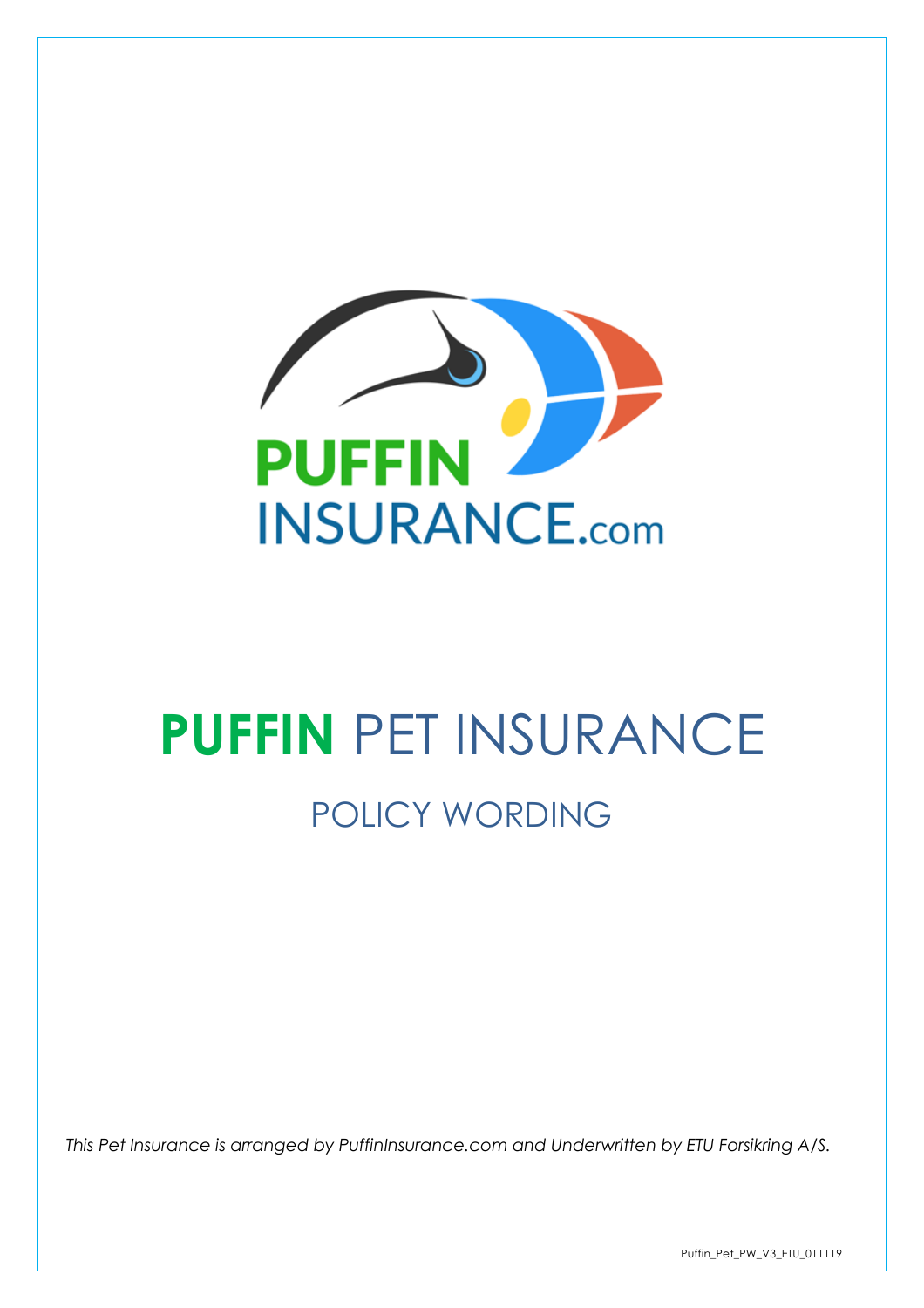# PUFFIN PET INSURANCE

## POLICY WORDING

*This Pet Insurance is arranged by PuffinInsurance.com and Underwritten by ETU Forsikring A/S.*

Puffin_Pet_PW_V3_ETU_011119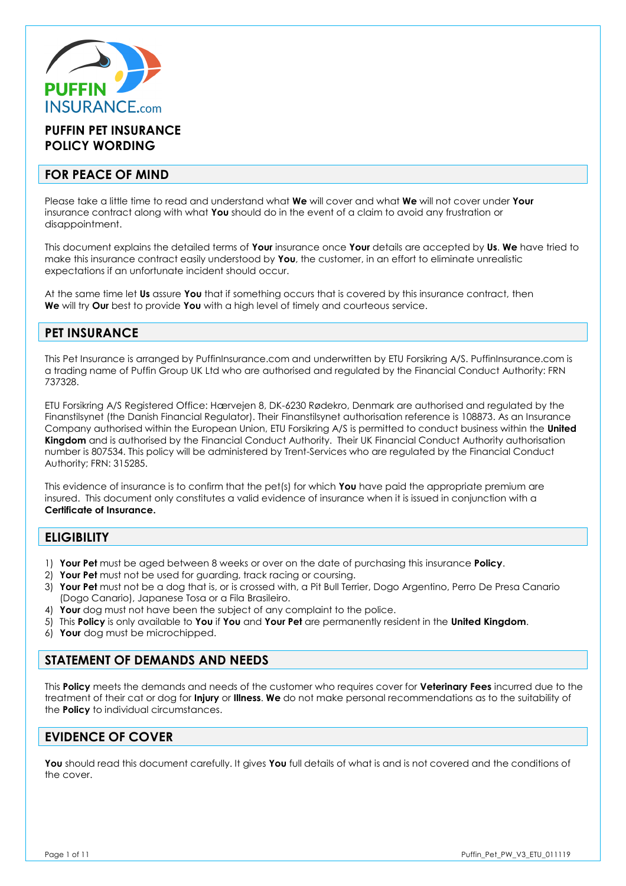# PUFFIN PET INSURANCE POLICY WORDING

## FOR PEACE OF MIND

Please take a little time to read and understand what **We** will cover and what **We** will not cover under **Your** insurance contract along with what **You** should do in the event of a claim to avoid any frustration or disappointment.

This document explains the detailed terms of **Your** insurance once **Your** details are accepted by **Us**. **We** have tried to make this insurance contract easily understood by **You**, the customer, in an effort to eliminate unrealistic expectations if an unfortunate incident should occur.

At the same time let **Us** assure **You** that if something occurs that is covered by this insurance contract, then **We** will try **Our** best to provide **You** with a high level of timely and courteous service.

## PET INSURANCE

This Pet Insurance is arranged by PuffinInsurance.com and underwritten by ETU Forsikring A/S. PuffinInsurance.com is a trading name of Puffin Group UK Ltd who are authorised and regulated by the Financial Conduct Authority: FRN 737328.

ETU Forsikring A/S Registered Office: Hærvejen 8, DK-6230 Rødekro, Denmark are authorised and regulated by the Finanstilsynet (the Danish Financial Regulator). Their Finanstilsynet authorisation reference is 108873. As an Insurance Company authorised within the European Union, ETU Forsikring A/S is permitted to conduct business within the **United Kingdom** and is authorised by the Financial Conduct Authority. Their UK Financial Conduct Authority authorisation number is 807534. This policy will be administered by Trent-Services who are regulated by the Financial Conduct Authority; FRN: 315285.

This evidence of insurance is to confirm that the pet(s) for which **You** have paid the appropriate premium are insured. This document only constitutes a valid evidence of insurance when it is issued in conjunction with a **Certificate of Insurance.**

## ELIGIBILITY

1) **Your Pet** must be aged between 8 weeks or over on the date of purchasing this insurance **Policy**.
2) **Your Pet** must not be used for guarding, track racing or coursing.
3) **Your Pet** must not be a dog that is, or is crossed with, a Pit Bull Terrier, Dogo Argentino, Perro De Presa Canario (Dogo Canario), Japanese Tosa or a Fila Brasileiro.
4) **Your** dog must not have been the subject of any complaint to the police.
5) This **Policy** is only available to **You** if **You** and **Your Pet** are permanently resident in the **United Kingdom**.
6) **Your** dog must be microchipped.

## STATEMENT OF DEMANDS AND NEEDS

This **Policy** meets the demands and needs of the customer who requires cover for **Veterinary Fees** incurred due to the treatment of their cat or dog for **Injury** or **Illness**. **We** do not make personal recommendations as to the suitability of the **Policy** to individual circumstances.

## EVIDENCE OF COVER

**You** should read this document carefully. It gives **You** full details of what is and is not covered and the conditions of the cover.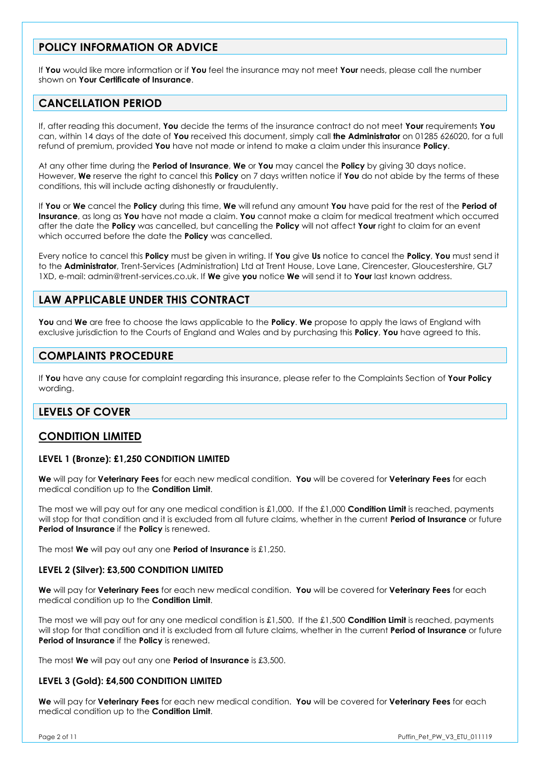## POLICY INFORMATION OR ADVICE

If **You** would like more information or if **You** feel the insurance may not meet **Your** needs, please call the number shown on **Your Certificate of Insurance**.

## CANCELLATION PERIOD

If, after reading this document, **You** decide the terms of the insurance contract do not meet **Your** requirements **You** can, within 14 days of the date of **You** received this document, simply call **the Administrator** on 01285 626020, for a full refund of premium, provided **You** have not made or intend to make a claim under this insurance **Policy**.

At any other time during the **Period of Insurance**, **We** or **You** may cancel the **Policy** by giving 30 days notice. However, **We** reserve the right to cancel this **Policy** on 7 days written notice if **You** do not abide by the terms of these conditions, this will include acting dishonestly or fraudulently.

If **You** or **We** cancel the **Policy** during this time, **We** will refund any amount **You** have paid for the rest of the **Period of Insurance**, as long as **You** have not made a claim. **You** cannot make a claim for medical treatment which occurred after the date the **Policy** was cancelled, but cancelling the **Policy** will not affect **Your** right to claim for an event which occurred before the date the **Policy** was cancelled.

Every notice to cancel this **Policy** must be given in writing. If **You** give **Us** notice to cancel the **Policy**, **You** must send it to the **Administrator**, Trent-Services (Administration) Ltd at Trent House, Love Lane, Cirencester, Gloucestershire, GL7 1XD, e-mail: admin@trent-services.co.uk. If **We** give **you** notice **We** will send it to **Your** last known address.

## LAW APPLICABLE UNDER THIS CONTRACT

**You** and **We** are free to choose the laws applicable to the **Policy**. **We** propose to apply the laws of England with exclusive jurisdiction to the Courts of England and Wales and by purchasing this **Policy**, **You** have agreed to this.

## COMPLAINTS PROCEDURE

If **You** have any cause for complaint regarding this insurance, please refer to the Complaints Section of **Your Policy** wording.

## LEVELS OF COVER

## CONDITION LIMITED

### LEVEL 1 (Bronze): £1,250 CONDITION LIMITED

**We** will pay for **Veterinary Fees** for each new medical condition. **You** will be covered for **Veterinary Fees** for each medical condition up to the **Condition Limit**.

The most we will pay out for any one medical condition is £1,000. If the £1,000 **Condition Limit** is reached, payments will stop for that condition and it is excluded from all future claims, whether in the current **Period of Insurance** or future **Period of Insurance** if the **Policy** is renewed.

The most **We** will pay out any one **Period of Insurance** is £1,250.

### LEVEL 2 (Silver): £3,500 CONDITION LIMITED

**We** will pay for **Veterinary Fees** for each new medical condition. **You** will be covered for **Veterinary Fees** for each medical condition up to the **Condition Limit**.

The most we will pay out for any one medical condition is £1,500. If the £1,500 **Condition Limit** is reached, payments will stop for that condition and it is excluded from all future claims, whether in the current **Period of Insurance** or future **Period of Insurance** if the **Policy** is renewed.

The most **We** will pay out any one **Period of Insurance** is £3,500.

### LEVEL 3 (Gold): £4,500 CONDITION LIMITED

**We** will pay for **Veterinary Fees** for each new medical condition. **You** will be covered for **Veterinary Fees** for each medical condition up to the **Condition Limit**.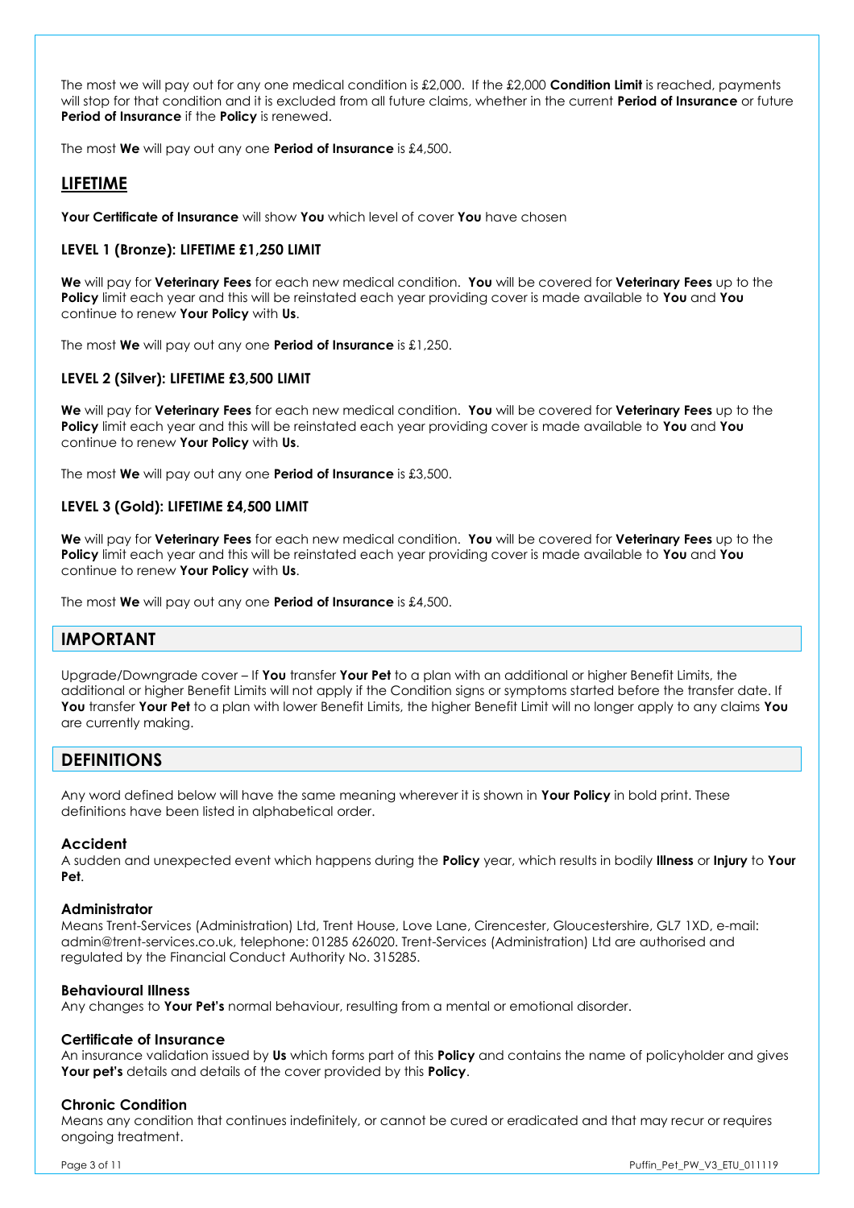The most we will pay out for any one medical condition is £2,000. If the £2,000 **Condition Limit** is reached, payments will stop for that condition and it is excluded from all future claims, whether in the current **Period of Insurance** or future **Period of Insurance** if the **Policy** is renewed.

The most **We** will pay out any one **Period of Insurance** is £4,500.

## LIFETIME

**Your Certificate of Insurance** will show **You** which level of cover **You** have chosen

### LEVEL 1 (Bronze): LIFETIME £1,250 LIMIT

**We** will pay for **Veterinary Fees** for each new medical condition. **You** will be covered for **Veterinary Fees** up to the **Policy** limit each year and this will be reinstated each year providing cover is made available to **You** and **You** continue to renew **Your Policy** with **Us**.

The most **We** will pay out any one **Period of Insurance** is £1,250.

### LEVEL 2 (Silver): LIFETIME £3,500 LIMIT

**We** will pay for **Veterinary Fees** for each new medical condition. **You** will be covered for **Veterinary Fees** up to the **Policy** limit each year and this will be reinstated each year providing cover is made available to **You** and **You** continue to renew **Your Policy** with **Us**.

The most **We** will pay out any one **Period of Insurance** is £3,500.

### LEVEL 3 (Gold): LIFETIME £4,500 LIMIT

**We** will pay for **Veterinary Fees** for each new medical condition. **You** will be covered for **Veterinary Fees** up to the **Policy** limit each year and this will be reinstated each year providing cover is made available to **You** and **You** continue to renew **Your Policy** with **Us**.

The most **We** will pay out any one **Period of Insurance** is £4,500.

## IMPORTANT

Upgrade/Downgrade cover – If **You** transfer **Your Pet** to a plan with an additional or higher Benefit Limits, the additional or higher Benefit Limits will not apply if the Condition signs or symptoms started before the transfer date. If **You** transfer **Your Pet** to a plan with lower Benefit Limits, the higher Benefit Limit will no longer apply to any claims **You** are currently making.

## DEFINITIONS

Any word defined below will have the same meaning wherever it is shown in **Your Policy** in bold print. These definitions have been listed in alphabetical order.

### Accident

A sudden and unexpected event which happens during the **Policy** year, which results in bodily **Illness** or **Injury** to **Your Pet**.

### Administrator

Means Trent-Services (Administration) Ltd, Trent House, Love Lane, Cirencester, Gloucestershire, GL7 1XD, e-mail: admin@trent-services.co.uk, telephone: 01285 626020. Trent-Services (Administration) Ltd are authorised and regulated by the Financial Conduct Authority No. 315285.

### Behavioural Illness

Any changes to **Your Pet's** normal behaviour, resulting from a mental or emotional disorder.

### Certificate of Insurance

An insurance validation issued by **Us** which forms part of this **Policy** and contains the name of policyholder and gives **Your pet's** details and details of the cover provided by this **Policy**.

### Chronic Condition

Means any condition that continues indefinitely, or cannot be cured or eradicated and that may recur or requires ongoing treatment.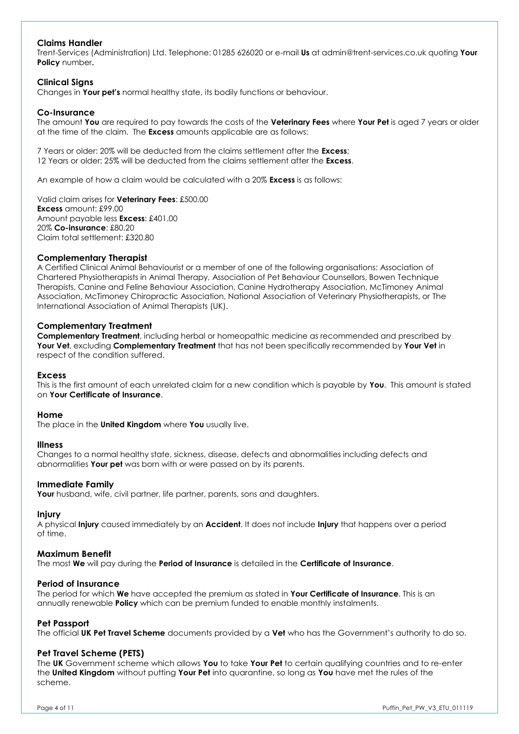### Claims Handler

Trent-Services (Administration) Ltd. Telephone: 01285 626020 or e-mail **Us** at admin@trent-services.co.uk quoting **Your Policy** number**.**

### Clinical Signs

Changes in **Your pet's** normal healthy state, its bodily functions or behaviour.

### Co-Insurance

The amount **You** are required to pay towards the costs of the **Veterinary Fees** where **Your Pet** is aged 7 years or older at the time of the claim. The **Excess** amounts applicable are as follows:

7 Years or older: 20% will be deducted from the claims settlement after the **Excess**;
12 Years or older: 25% will be deducted from the claims settlement after the **Excess**.

An example of how a claim would be calculated with a 20% **Excess** is as follows:

Valid claim arises for **Veterinary Fees**: £500.00
**Excess** amount: £99.00
Amount payable less **Excess**: £401.00
20% **Co-insurance**: £80.20
Claim total settlement: £320.80

### Complementary Therapist

A Certified Clinical Animal Behaviourist or a member of one of the following organisations: Association of Chartered Physiotherapists in Animal Therapy, Association of Pet Behaviour Counsellors, Bowen Technique Therapists, Canine and Feline Behaviour Association, Canine Hydrotherapy Association, McTimoney Animal Association, McTimoney Chiropractic Association, National Association of Veterinary Physiotherapists, or The International Association of Animal Therapists (UK).

### Complementary Treatment

**Complementary Treatment**, including herbal or homeopathic medicine as recommended and prescribed by **Your Vet**, excluding **Complementary Treatment** that has not been specifically recommended by **Your Vet** in respect of the condition suffered.

### Excess

This is the first amount of each unrelated claim for a new condition which is payable by **You**. This amount is stated on **Your Certificate of Insurance**.

### Home

The place in the **United Kingdom** where **You** usually live.

### Illness

Changes to a normal healthy state, sickness, disease, defects and abnormalities including defects and abnormalities **Your pet** was born with or were passed on by its parents.

### Immediate Family

**Your** husband, wife, civil partner, life partner, parents, sons and daughters.

### Injury

A physical **Injury** caused immediately by an **Accident**. It does not include **Injury** that happens over a period of time.

### Maximum Benefit

The most **We** will pay during the **Period of Insurance** is detailed in the **Certificate of Insurance**.

### Period of Insurance

The period for which **We** have accepted the premium as stated in **Your Certificate of Insurance**. This is an annually renewable **Policy** which can be premium funded to enable monthly instalments.

### Pet Passport

The official **UK Pet Travel Scheme** documents provided by a **Vet** who has the Government's authority to do so.

### Pet Travel Scheme (PETS)

The **UK** Government scheme which allows **You** to take **Your Pet** to certain qualifying countries and to re-enter the **United Kingdom** without putting **Your Pet** into quarantine, so long as **You** have met the rules of the scheme.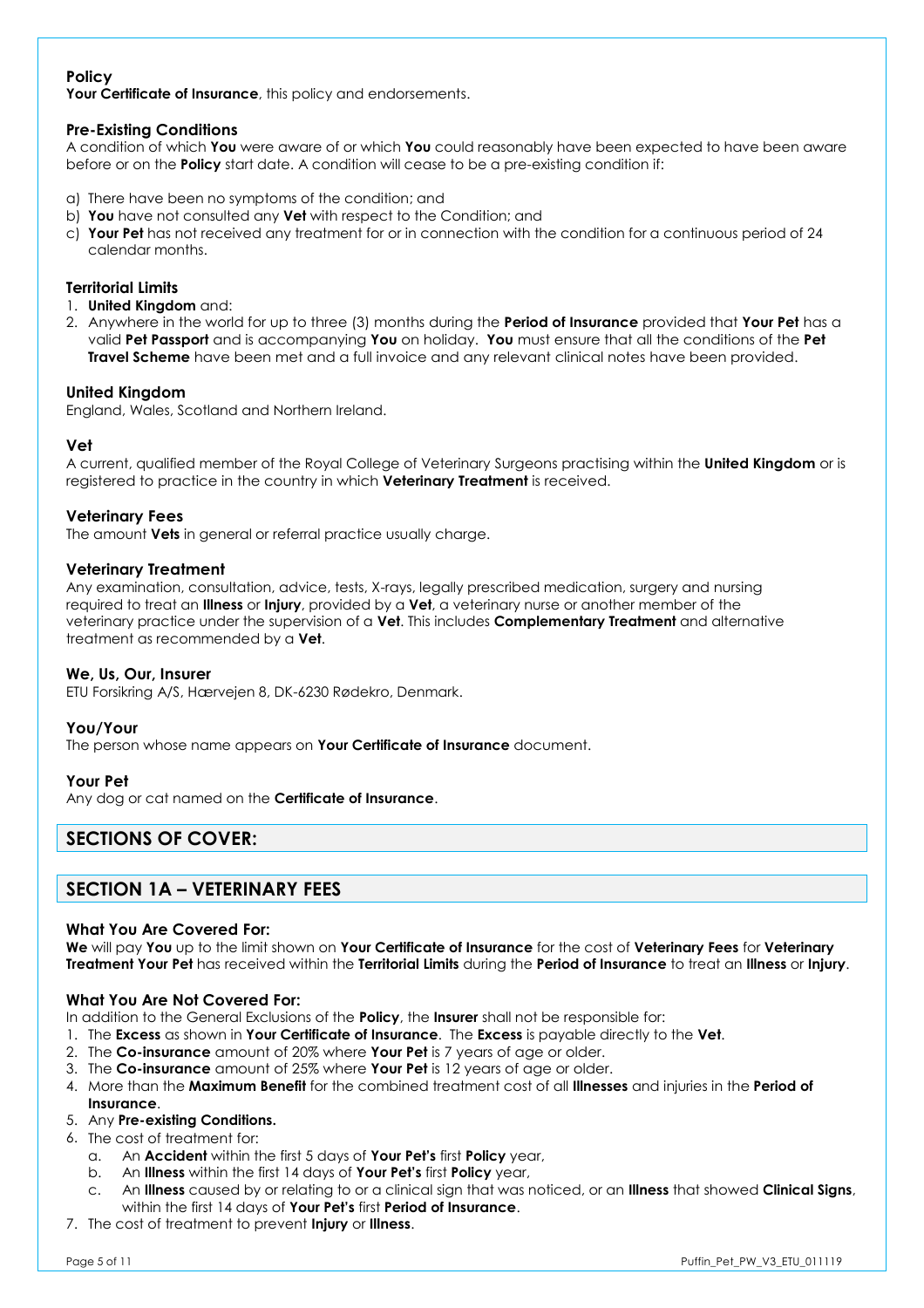### Policy

**Your Certificate of Insurance**, this policy and endorsements.

### Pre-Existing Conditions

A condition of which **You** were aware of or which **You** could reasonably have been expected to have been aware before or on the **Policy** start date. A condition will cease to be a pre-existing condition if:

a) There have been no symptoms of the condition; and
b) **You** have not consulted any **Vet** with respect to the Condition; and
c) **Your Pet** has not received any treatment for or in connection with the condition for a continuous period of 24 calendar months.

### Territorial Limits

1. **United Kingdom** and:
2. Anywhere in the world for up to three (3) months during the **Period of Insurance** provided that **Your Pet** has a valid **Pet Passport** and is accompanying **You** on holiday. **You** must ensure that all the conditions of the **Pet Travel Scheme** have been met and a full invoice and any relevant clinical notes have been provided.

### United Kingdom

England, Wales, Scotland and Northern Ireland.

### Vet

A current, qualified member of the Royal College of Veterinary Surgeons practising within the **United Kingdom** or is registered to practice in the country in which **Veterinary Treatment** is received.

### Veterinary Fees

The amount **Vets** in general or referral practice usually charge.

### Veterinary Treatment

Any examination, consultation, advice, tests, X-rays, legally prescribed medication, surgery and nursing required to treat an **Illness** or **Injury**, provided by a **Vet**, a veterinary nurse or another member of the veterinary practice under the supervision of a **Vet**. This includes **Complementary Treatment** and alternative treatment as recommended by a **Vet**.

### We, Us, Our, Insurer

ETU Forsikring A/S, Hærvejen 8, DK-6230 Rødekro, Denmark.

### You/Your

The person whose name appears on **Your Certificate of Insurance** document.

### Your Pet

Any dog or cat named on the **Certificate of Insurance**.

## SECTIONS OF COVER:

## SECTION 1A – VETERINARY FEES

### What You Are Covered For:

**We** will pay **You** up to the limit shown on **Your Certificate of Insurance** for the cost of **Veterinary Fees** for **Veterinary Treatment Your Pet** has received within the **Territorial Limits** during the **Period of Insurance** to treat an **Illness** or **Injury**.

### What You Are Not Covered For:

In addition to the General Exclusions of the **Policy**, the **Insurer** shall not be responsible for:

1. The **Excess** as shown in **Your Certificate of Insurance**. The **Excess** is payable directly to the **Vet**.
2. The **Co-insurance** amount of 20% where **Your Pet** is 7 years of age or older.
3. The **Co-insurance** amount of 25% where **Your Pet** is 12 years of age or older.
4. More than the **Maximum Benefit** for the combined treatment cost of all **Illnesses** and injuries in the **Period of Insurance**.
5. Any **Pre-existing Conditions.**
6. The cost of treatment for:
   a. An **Accident** within the first 5 days of **Your Pet's** first **Policy** year,
   b. An **Illness** within the first 14 days of **Your Pet's** first **Policy** year,
   c. An **Illness** caused by or relating to or a clinical sign that was noticed, or an **Illness** that showed **Clinical Signs**, within the first 14 days of **Your Pet's** first **Period of Insurance**.
7. The cost of treatment to prevent **Injury** or **Illness**.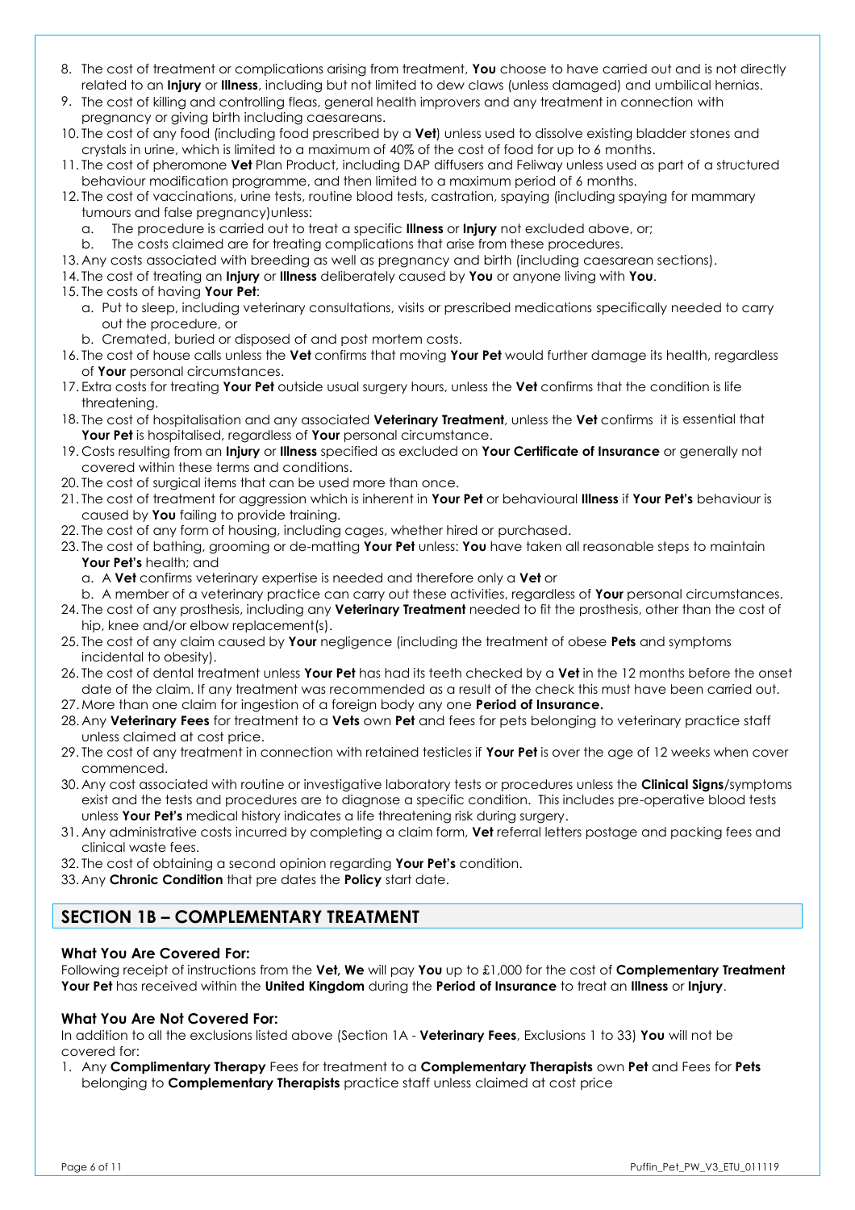8. The cost of treatment or complications arising from treatment, **You** choose to have carried out and is not directly related to an **Injury** or **Illness**, including but not limited to dew claws (unless damaged) and umbilical hernias.
9. The cost of killing and controlling fleas, general health improvers and any treatment in connection with pregnancy or giving birth including caesareans.
10. The cost of any food (including food prescribed by a **Vet**) unless used to dissolve existing bladder stones and crystals in urine, which is limited to a maximum of 40% of the cost of food for up to 6 months.
11. The cost of pheromone **Vet** Plan Product, including DAP diffusers and Feliway unless used as part of a structured behaviour modification programme, and then limited to a maximum period of 6 months.
12. The cost of vaccinations, urine tests, routine blood tests, castration, spaying (including spaying for mammary tumours and false pregnancy)unless:
    a. The procedure is carried out to treat a specific **Illness** or **Injury** not excluded above, or;
    b. The costs claimed are for treating complications that arise from these procedures.
13. Any costs associated with breeding as well as pregnancy and birth (including caesarean sections).
14. The cost of treating an **Injury** or **Illness** deliberately caused by **You** or anyone living with **You**.
15. The costs of having **Your Pet**:
    a. Put to sleep, including veterinary consultations, visits or prescribed medications specifically needed to carry out the procedure, or
    b. Cremated, buried or disposed of and post mortem costs.
16. The cost of house calls unless the **Vet** confirms that moving **Your Pet** would further damage its health, regardless of **Your** personal circumstances.
17. Extra costs for treating **Your Pet** outside usual surgery hours, unless the **Vet** confirms that the condition is life threatening.
18. The cost of hospitalisation and any associated **Veterinary Treatment**, unless the **Vet** confirms it is essential that **Your Pet** is hospitalised, regardless of **Your** personal circumstance.
19. Costs resulting from an **Injury** or **Illness** specified as excluded on **Your Certificate of Insurance** or generally not covered within these terms and conditions.
20. The cost of surgical items that can be used more than once.
21. The cost of treatment for aggression which is inherent in **Your Pet** or behavioural **Illness** if **Your Pet's** behaviour is caused by **You** failing to provide training.
22. The cost of any form of housing, including cages, whether hired or purchased.
23. The cost of bathing, grooming or de-matting **Your Pet** unless: **You** have taken all reasonable steps to maintain **Your Pet's** health; and
    a. A **Vet** confirms veterinary expertise is needed and therefore only a **Vet** or
    b. A member of a veterinary practice can carry out these activities, regardless of **Your** personal circumstances.
24. The cost of any prosthesis, including any **Veterinary Treatment** needed to fit the prosthesis, other than the cost of hip, knee and/or elbow replacement(s).
25. The cost of any claim caused by **Your** negligence (including the treatment of obese **Pets** and symptoms incidental to obesity).
26. The cost of dental treatment unless **Your Pet** has had its teeth checked by a **Vet** in the 12 months before the onset date of the claim. If any treatment was recommended as a result of the check this must have been carried out.
27. More than one claim for ingestion of a foreign body any one **Period of Insurance.**
28. Any **Veterinary Fees** for treatment to a **Vets** own **Pet** and fees for pets belonging to veterinary practice staff unless claimed at cost price.
29. The cost of any treatment in connection with retained testicles if **Your Pet** is over the age of 12 weeks when cover commenced.
30. Any cost associated with routine or investigative laboratory tests or procedures unless the **Clinical Signs**/symptoms exist and the tests and procedures are to diagnose a specific condition. This includes pre-operative blood tests unless **Your Pet's** medical history indicates a life threatening risk during surgery.
31. Any administrative costs incurred by completing a claim form, **Vet** referral letters postage and packing fees and clinical waste fees.
32. The cost of obtaining a second opinion regarding **Your Pet's** condition.
33. Any **Chronic Condition** that pre dates the **Policy** start date.

## SECTION 1B – COMPLEMENTARY TREATMENT

### What You Are Covered For:

Following receipt of instructions from the **Vet, We** will pay **You** up to £1,000 for the cost of **Complementary Treatment Your Pet** has received within the **United Kingdom** during the **Period of Insurance** to treat an **Illness** or **Injury**.

### What You Are Not Covered For:

In addition to all the exclusions listed above (Section 1A - **Veterinary Fees**, Exclusions 1 to 33) **You** will not be covered for:

1. Any **Complimentary Therapy** Fees for treatment to a **Complementary Therapists** own **Pet** and Fees for **Pets** belonging to **Complementary Therapists** practice staff unless claimed at cost price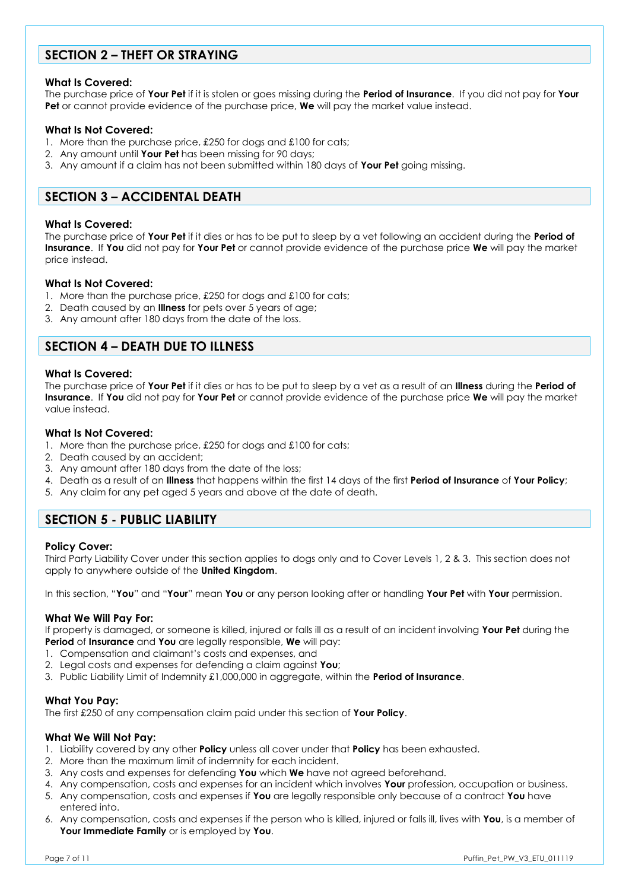## SECTION 2 – THEFT OR STRAYING

### What Is Covered:

The purchase price of **Your Pet** if it is stolen or goes missing during the **Period of Insurance**. If you did not pay for **Your Pet** or cannot provide evidence of the purchase price, **We** will pay the market value instead.

### What Is Not Covered:

1. More than the purchase price, £250 for dogs and £100 for cats;
2. Any amount until **Your Pet** has been missing for 90 days;
3. Any amount if a claim has not been submitted within 180 days of **Your Pet** going missing.

## SECTION 3 – ACCIDENTAL DEATH

### What Is Covered:

The purchase price of **Your Pet** if it dies or has to be put to sleep by a vet following an accident during the **Period of Insurance**. If **You** did not pay for **Your Pet** or cannot provide evidence of the purchase price **We** will pay the market price instead.

### What Is Not Covered:

1. More than the purchase price, £250 for dogs and £100 for cats;
2. Death caused by an **Illness** for pets over 5 years of age;
3. Any amount after 180 days from the date of the loss.

## SECTION 4 – DEATH DUE TO ILLNESS

### What Is Covered:

The purchase price of **Your Pet** if it dies or has to be put to sleep by a vet as a result of an **Illness** during the **Period of Insurance**. If **You** did not pay for **Your Pet** or cannot provide evidence of the purchase price **We** will pay the market value instead.

### What Is Not Covered:

1. More than the purchase price, £250 for dogs and £100 for cats;
2. Death caused by an accident;
3. Any amount after 180 days from the date of the loss;
4. Death as a result of an **Illness** that happens within the first 14 days of the first **Period of Insurance** of **Your Policy**;
5. Any claim for any pet aged 5 years and above at the date of death.

## SECTION 5 - PUBLIC LIABILITY

### Policy Cover:

Third Party Liability Cover under this section applies to dogs only and to Cover Levels 1, 2 & 3. This section does not apply to anywhere outside of the **United Kingdom**.

In this section, "**You**" and "**Your**" mean **You** or any person looking after or handling **Your Pet** with **Your** permission.

### What We Will Pay For:

If property is damaged, or someone is killed, injured or falls ill as a result of an incident involving **Your Pet** during the **Period** of **Insurance** and **You** are legally responsible, **We** will pay:

1. Compensation and claimant's costs and expenses, and
2. Legal costs and expenses for defending a claim against **You**;
3. Public Liability Limit of Indemnity £1,000,000 in aggregate, within the **Period of Insurance**.

### What You Pay:

The first £250 of any compensation claim paid under this section of **Your Policy**.

### What We Will Not Pay:

1. Liability covered by any other **Policy** unless all cover under that **Policy** has been exhausted.
2. More than the maximum limit of indemnity for each incident.
3. Any costs and expenses for defending **You** which **We** have not agreed beforehand.
4. Any compensation, costs and expenses for an incident which involves **Your** profession, occupation or business.
5. Any compensation, costs and expenses if **You** are legally responsible only because of a contract **You** have entered into.
6. Any compensation, costs and expenses if the person who is killed, injured or falls ill, lives with **You**, is a member of **Your Immediate Family** or is employed by **You**.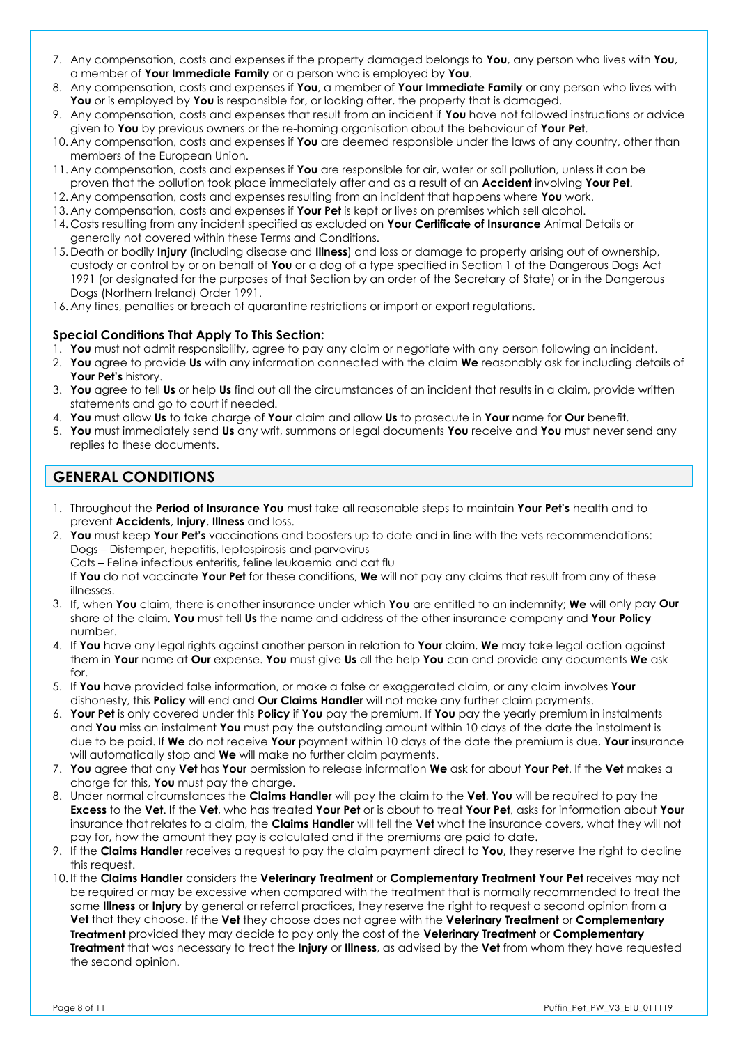7. Any compensation, costs and expenses if the property damaged belongs to **You**, any person who lives with **You**, a member of **Your Immediate Family** or a person who is employed by **You**.
8. Any compensation, costs and expenses if **You**, a member of **Your Immediate Family** or any person who lives with **You** or is employed by **You** is responsible for, or looking after, the property that is damaged.
9. Any compensation, costs and expenses that result from an incident if **You** have not followed instructions or advice given to **You** by previous owners or the re-homing organisation about the behaviour of **Your Pet**.
10. Any compensation, costs and expenses if **You** are deemed responsible under the laws of any country, other than members of the European Union.
11. Any compensation, costs and expenses if **You** are responsible for air, water or soil pollution, unless it can be proven that the pollution took place immediately after and as a result of an **Accident** involving **Your Pet**.
12. Any compensation, costs and expenses resulting from an incident that happens where **You** work.
13. Any compensation, costs and expenses if **Your Pet** is kept or lives on premises which sell alcohol.
14. Costs resulting from any incident specified as excluded on **Your Certificate of Insurance** Animal Details or generally not covered within these Terms and Conditions.
15. Death or bodily **Injury** (including disease and **Illness**) and loss or damage to property arising out of ownership, custody or control by or on behalf of **You** or a dog of a type specified in Section 1 of the Dangerous Dogs Act 1991 (or designated for the purposes of that Section by an order of the Secretary of State) or in the Dangerous Dogs (Northern Ireland) Order 1991.
16. Any fines, penalties or breach of quarantine restrictions or import or export regulations.

### Special Conditions That Apply To This Section:

1. **You** must not admit responsibility, agree to pay any claim or negotiate with any person following an incident.
2. **You** agree to provide **Us** with any information connected with the claim **We** reasonably ask for including details of **Your Pet's** history.
3. **You** agree to tell **Us** or help **Us** find out all the circumstances of an incident that results in a claim, provide written statements and go to court if needed.
4. **You** must allow **Us** to take charge of **Your** claim and allow **Us** to prosecute in **Your** name for **Our** benefit.
5. **You** must immediately send **Us** any writ, summons or legal documents **You** receive and **You** must never send any replies to these documents.

## GENERAL CONDITIONS

1. Throughout the **Period of Insurance You** must take all reasonable steps to maintain **Your Pet's** health and to prevent **Accidents**, **Injury**, **Illness** and loss.
2. **You** must keep **Your Pet's** vaccinations and boosters up to date and in line with the vets recommendations:
   Dogs – Distemper, hepatitis, leptospirosis and parvovirus
   Cats – Feline infectious enteritis, feline leukaemia and cat flu
   If **You** do not vaccinate **Your Pet** for these conditions, **We** will not pay any claims that result from any of these illnesses.
3. If, when **You** claim, there is another insurance under which **You** are entitled to an indemnity; **We** will only pay **Our** share of the claim. **You** must tell **Us** the name and address of the other insurance company and **Your Policy** number.
4. If **You** have any legal rights against another person in relation to **Your** claim, **We** may take legal action against them in **Your** name at **Our** expense. **You** must give **Us** all the help **You** can and provide any documents **We** ask for.
5. If **You** have provided false information, or make a false or exaggerated claim, or any claim involves **Your** dishonesty, this **Policy** will end and **Our Claims Handler** will not make any further claim payments.
6. **Your Pet** is only covered under this **Policy** if **You** pay the premium. If **You** pay the yearly premium in instalments and **You** miss an instalment **You** must pay the outstanding amount within 10 days of the date the instalment is due to be paid. If **We** do not receive **Your** payment within 10 days of the date the premium is due, **Your** insurance will automatically stop and **We** will make no further claim payments.
7. **You** agree that any **Vet** has **Your** permission to release information **We** ask for about **Your Pet**. If the **Vet** makes a charge for this, **You** must pay the charge.
8. Under normal circumstances the **Claims Handler** will pay the claim to the **Vet**. **You** will be required to pay the **Excess** to the **Vet**. If the **Vet**, who has treated **Your Pet** or is about to treat **Your Pet**, asks for information about **Your** insurance that relates to a claim, the **Claims Handler** will tell the **Vet** what the insurance covers, what they will not pay for, how the amount they pay is calculated and if the premiums are paid to date.
9. If the **Claims Handler** receives a request to pay the claim payment direct to **You**, they reserve the right to decline this request.
10. If the **Claims Handler** considers the **Veterinary Treatment** or **Complementary Treatment Your Pet** receives may not be required or may be excessive when compared with the treatment that is normally recommended to treat the same **Illness** or **Injury** by general or referral practices, they reserve the right to request a second opinion from a **Vet** that they choose. If the **Vet** they choose does not agree with the **Veterinary Treatment** or **Complementary Treatment** provided they may decide to pay only the cost of the **Veterinary Treatment** or **Complementary Treatment** that was necessary to treat the **Injury** or **Illness**, as advised by the **Vet** from whom they have requested the second opinion.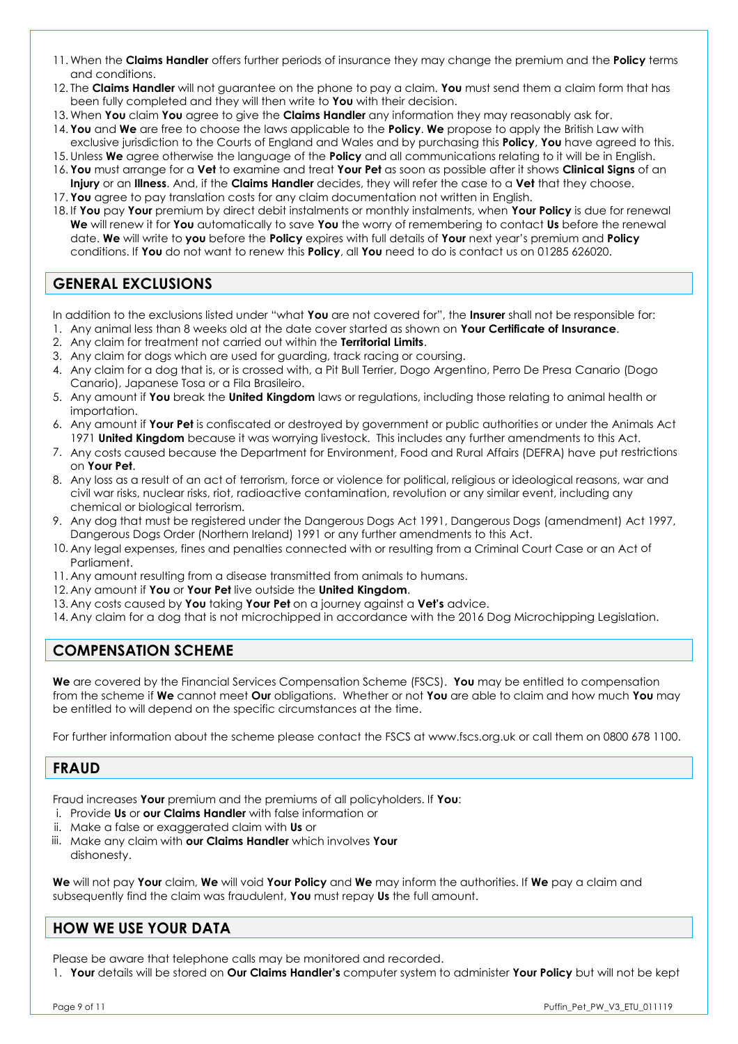11. When the **Claims Handler** offers further periods of insurance they may change the premium and the **Policy** terms and conditions.
12. The **Claims Handler** will not guarantee on the phone to pay a claim. **You** must send them a claim form that has been fully completed and they will then write to **You** with their decision.
13. When **You** claim **You** agree to give the **Claims Handler** any information they may reasonably ask for.
14. **You** and **We** are free to choose the laws applicable to the **Policy**. **We** propose to apply the British Law with exclusive jurisdiction to the Courts of England and Wales and by purchasing this **Policy**, **You** have agreed to this.
15. Unless **We** agree otherwise the language of the **Policy** and all communications relating to it will be in English.
16. **You** must arrange for a **Vet** to examine and treat **Your Pet** as soon as possible after it shows **Clinical Signs** of an **Injury** or an **Illness**. And, if the **Claims Handler** decides, they will refer the case to a **Vet** that they choose.
17. **You** agree to pay translation costs for any claim documentation not written in English.
18. If **You** pay **Your** premium by direct debit instalments or monthly instalments, when **Your Policy** is due for renewal **We** will renew it for **You** automatically to save **You** the worry of remembering to contact **Us** before the renewal date. **We** will write to **you** before the **Policy** expires with full details of **Your** next year's premium and **Policy** conditions. If **You** do not want to renew this **Policy**, all **You** need to do is contact us on 01285 626020.

## GENERAL EXCLUSIONS

In addition to the exclusions listed under "what **You** are not covered for", the **Insurer** shall not be responsible for:

1. Any animal less than 8 weeks old at the date cover started as shown on **Your Certificate of Insurance**.
2. Any claim for treatment not carried out within the **Territorial Limits**.
3. Any claim for dogs which are used for guarding, track racing or coursing.
4. Any claim for a dog that is, or is crossed with, a Pit Bull Terrier, Dogo Argentino, Perro De Presa Canario (Dogo Canario), Japanese Tosa or a Fila Brasileiro.
5. Any amount if **You** break the **United Kingdom** laws or regulations, including those relating to animal health or importation.
6. Any amount if **Your Pet** is confiscated or destroyed by government or public authorities or under the Animals Act 1971 **United Kingdom** because it was worrying livestock. This includes any further amendments to this Act.
7. Any costs caused because the Department for Environment, Food and Rural Affairs (DEFRA) have put restrictions on **Your Pet**.
8. Any loss as a result of an act of terrorism, force or violence for political, religious or ideological reasons, war and civil war risks, nuclear risks, riot, radioactive contamination, revolution or any similar event, including any chemical or biological terrorism.
9. Any dog that must be registered under the Dangerous Dogs Act 1991, Dangerous Dogs (amendment) Act 1997, Dangerous Dogs Order (Northern Ireland) 1991 or any further amendments to this Act.
10. Any legal expenses, fines and penalties connected with or resulting from a Criminal Court Case or an Act of Parliament.
11. Any amount resulting from a disease transmitted from animals to humans.
12. Any amount if **You** or **Your Pet** live outside the **United Kingdom**.
13. Any costs caused by **You** taking **Your Pet** on a journey against a **Vet's** advice.
14. Any claim for a dog that is not microchipped in accordance with the 2016 Dog Microchipping Legislation.

## COMPENSATION SCHEME

**We** are covered by the Financial Services Compensation Scheme (FSCS). **You** may be entitled to compensation from the scheme if **We** cannot meet **Our** obligations. Whether or not **You** are able to claim and how much **You** may be entitled to will depend on the specific circumstances at the time.

For further information about the scheme please contact the FSCS at www.fscs.org.uk or call them on 0800 678 1100.

## FRAUD

Fraud increases **Your** premium and the premiums of all policyholders. If **You**:

i. Provide **Us** or **our Claims Handler** with false information or
ii. Make a false or exaggerated claim with **Us** or
iii. Make any claim with **our Claims Handler** which involves **Your** dishonesty.

**We** will not pay **Your** claim, **We** will void **Your Policy** and **We** may inform the authorities. If **We** pay a claim and subsequently find the claim was fraudulent, **You** must repay **Us** the full amount.

## HOW WE USE YOUR DATA

Please be aware that telephone calls may be monitored and recorded.

1. **Your** details will be stored on **Our Claims Handler's** computer system to administer **Your Policy** but will not be kept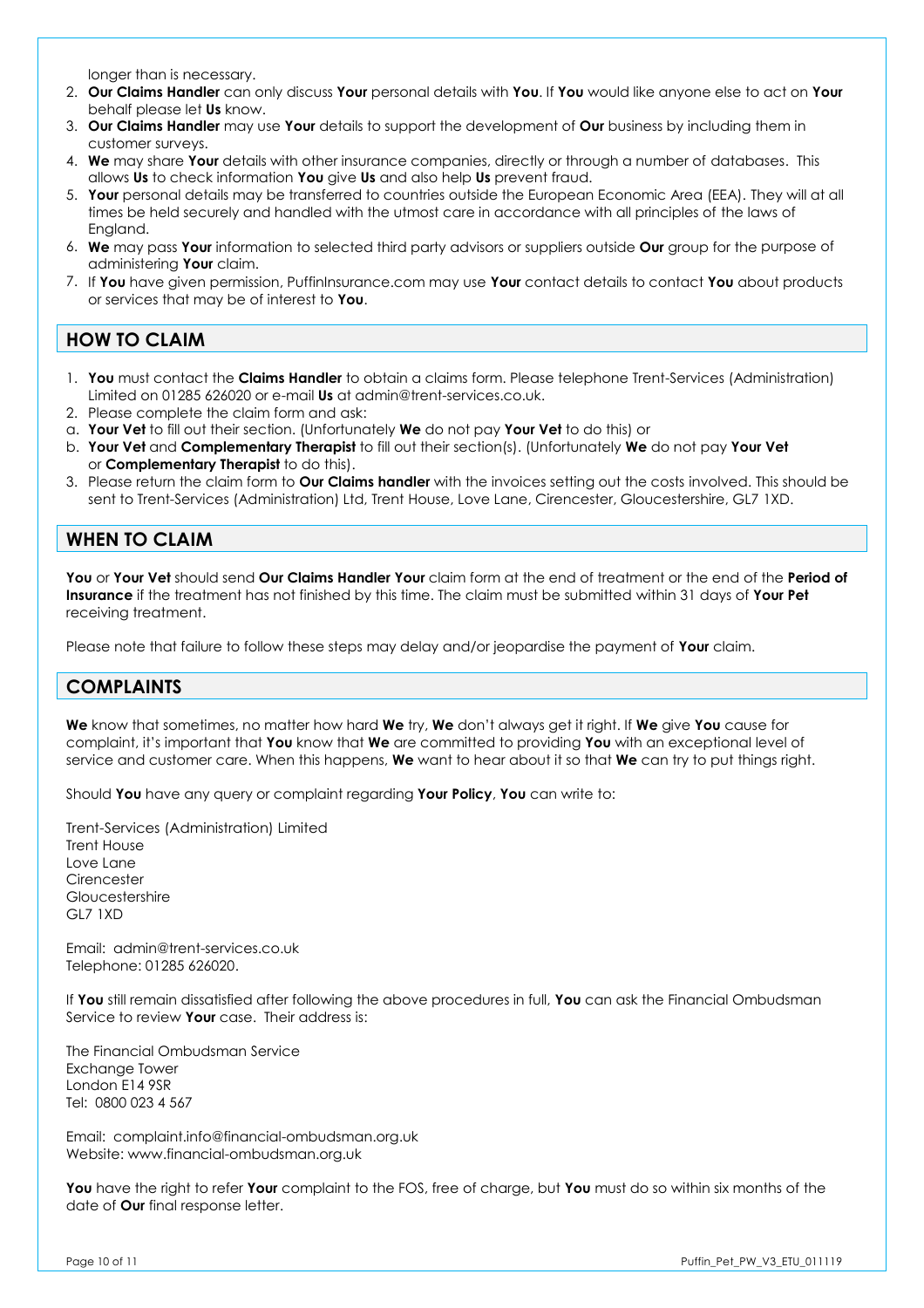longer than is necessary.

2. **Our Claims Handler** can only discuss **Your** personal details with **You**. If **You** would like anyone else to act on **Your** behalf please let **Us** know.
3. **Our Claims Handler** may use **Your** details to support the development of **Our** business by including them in customer surveys.
4. **We** may share **Your** details with other insurance companies, directly or through a number of databases. This allows **Us** to check information **You** give **Us** and also help **Us** prevent fraud.
5. **Your** personal details may be transferred to countries outside the European Economic Area (EEA). They will at all times be held securely and handled with the utmost care in accordance with all principles of the laws of England.
6. **We** may pass **Your** information to selected third party advisors or suppliers outside **Our** group for the purpose of administering **Your** claim.
7. If **You** have given permission, PuffinInsurance.com may use **Your** contact details to contact **You** about products or services that may be of interest to **You**.

## HOW TO CLAIM

1. **You** must contact the **Claims Handler** to obtain a claims form. Please telephone Trent-Services (Administration) Limited on 01285 626020 or e-mail **Us** at admin@trent-services.co.uk.
2. Please complete the claim form and ask:

a. **Your Vet** to fill out their section. (Unfortunately **We** do not pay **Your Vet** to do this) or

b. **Your Vet** and **Complementary Therapist** to fill out their section(s). (Unfortunately **We** do not pay **Your Vet** or **Complementary Therapist** to do this).

3. Please return the claim form to **Our Claims handler** with the invoices setting out the costs involved. This should be sent to Trent-Services (Administration) Ltd, Trent House, Love Lane, Cirencester, Gloucestershire, GL7 1XD.

## WHEN TO CLAIM

**You** or **Your Vet** should send **Our Claims Handler Your** claim form at the end of treatment or the end of the **Period of Insurance** if the treatment has not finished by this time. The claim must be submitted within 31 days of **Your Pet** receiving treatment.

Please note that failure to follow these steps may delay and/or jeopardise the payment of **Your** claim.

## COMPLAINTS

**We** know that sometimes, no matter how hard **We** try, **We** don't always get it right. If **We** give **You** cause for complaint, it's important that **You** know that **We** are committed to providing **You** with an exceptional level of service and customer care. When this happens, **We** want to hear about it so that **We** can try to put things right.

Should **You** have any query or complaint regarding **Your Policy**, **You** can write to:

Trent-Services (Administration) Limited
Trent House
Love Lane
Cirencester
Gloucestershire
GL7 1XD

Email: admin@trent-services.co.uk
Telephone: 01285 626020.

If **You** still remain dissatisfied after following the above procedures in full, **You** can ask the Financial Ombudsman Service to review **Your** case. Their address is:

The Financial Ombudsman Service
Exchange Tower
London E14 9SR
Tel: 0800 023 4 567

Email: complaint.info@financial-ombudsman.org.uk
Website: www.financial-ombudsman.org.uk

**You** have the right to refer **Your** complaint to the FOS, free of charge, but **You** must do so within six months of the date of **Our** final response letter.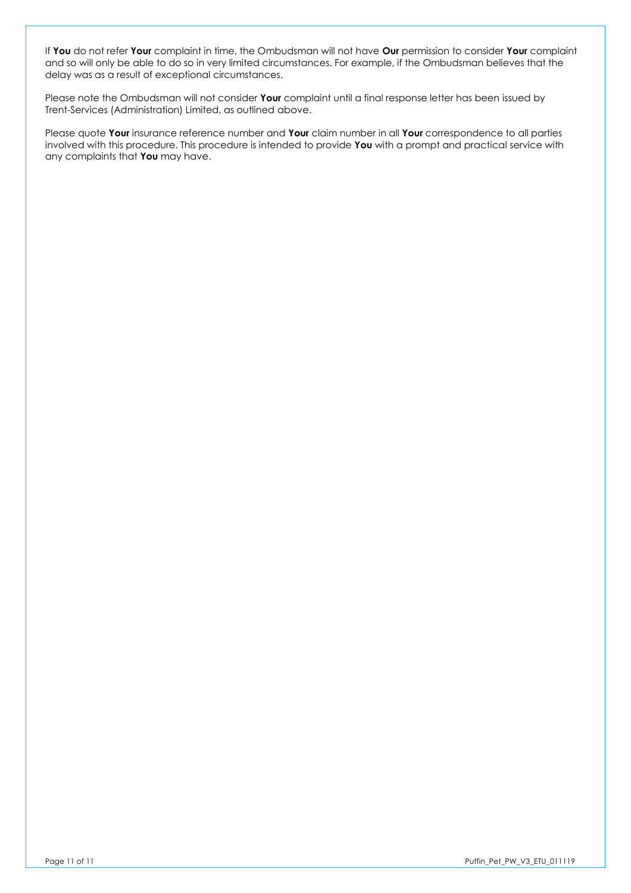If **You** do not refer **Your** complaint in time, the Ombudsman will not have **Our** permission to consider **Your** complaint and so will only be able to do so in very limited circumstances. For example, if the Ombudsman believes that the delay was as a result of exceptional circumstances.

Please note the Ombudsman will not consider **Your** complaint until a final response letter has been issued by Trent-Services (Administration) Limited, as outlined above.

Please quote **Your** insurance reference number and **Your** claim number in all **Your** correspondence to all parties involved with this procedure. This procedure is intended to provide **You** with a prompt and practical service with any complaints that **You** may have.